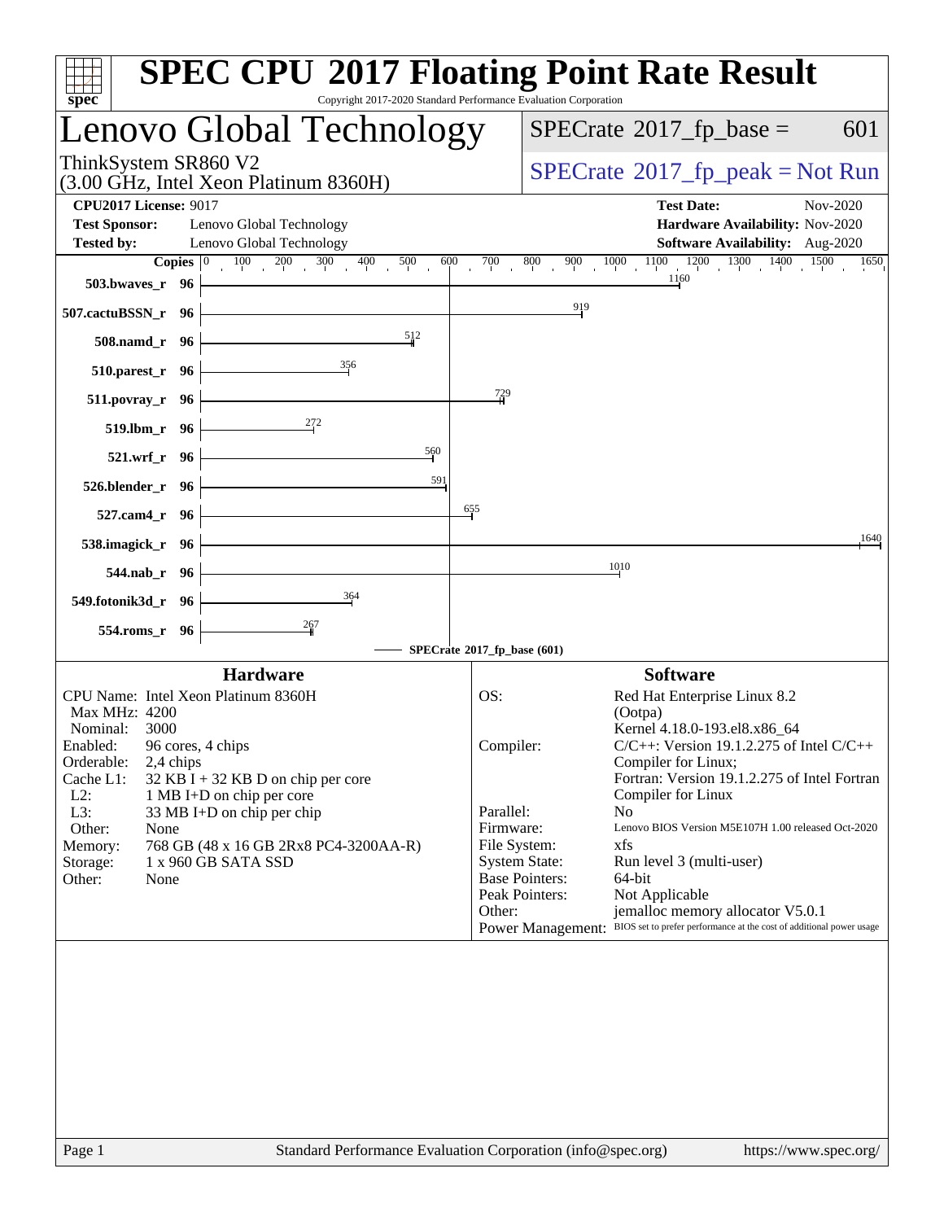# SPEC CPU 2017 Floating Point Rate Result

Copyright 2017-2020 Standard Performance Evaluation Corporation

## Lenovo Global Technology

ThinkSystem SR860 V2
(3.00 GHz, Intel Xeon Platinum 8360H)

SPECrate 2017_fp_base = 601

SPECrate 2017_fp_peak = Not Run

**CPU2017 License:** 9017
**Test Sponsor:** Lenovo Global Technology
**Tested by:** Lenovo Global Technology

**Test Date:** Nov-2020
**Hardware Availability:** Nov-2020
**Software Availability:** Aug-2020

| Benchmark | Copies | Base Ratio |
|---|---|---|
| 503.bwaves_r | 96 | 1160 |
| 507.cactuBSSN_r | 96 | 919 |
| 508.namd_r | 96 | 512 |
| 510.parest_r | 96 | 356 |
| 511.povray_r | 96 | 729 |
| 519.lbm_r | 96 | 272 |
| 521.wrf_r | 96 | 560 |
| 526.blender_r | 96 | 591 |
| 527.cam4_r | 96 | 655 |
| 538.imagick_r | 96 | 1640 |
| 544.nab_r | 96 | 1010 |
| 549.fotonik3d_r | 96 | 364 |
| 554.roms_r | 96 | 267 |

SPECrate 2017_fp_base (601)

## Hardware

| | |
|---|---|
| CPU Name: | Intel Xeon Platinum 8360H |
| Max MHz: | 4200 |
| Nominal: | 3000 |
| Enabled: | 96 cores, 4 chips |
| Orderable: | 2,4 chips |
| Cache L1: | 32 KB I + 32 KB D on chip per core |
| L2: | 1 MB I+D on chip per core |
| L3: | 33 MB I+D on chip per chip |
| Other: | None |
| Memory: | 768 GB (48 x 16 GB 2Rx8 PC4-3200AA-R) |
| Storage: | 1 x 960 GB SATA SSD |
| Other: | None |

## Software

| | |
|---|---|
| OS: | Red Hat Enterprise Linux 8.2 (Ootpa) Kernel 4.18.0-193.el8.x86_64 |
| Compiler: | C/C++: Version 19.1.2.275 of Intel C/C++ Compiler for Linux; Fortran: Version 19.1.2.275 of Intel Fortran Compiler for Linux |
| Parallel: | No |
| Firmware: | Lenovo BIOS Version M5E107H 1.00 released Oct-2020 |
| File System: | xfs |
| System State: | Run level 3 (multi-user) |
| Base Pointers: | 64-bit |
| Peak Pointers: | Not Applicable |
| Other: | jemalloc memory allocator V5.0.1 |
| Power Management: | BIOS set to prefer performance at the cost of additional power usage |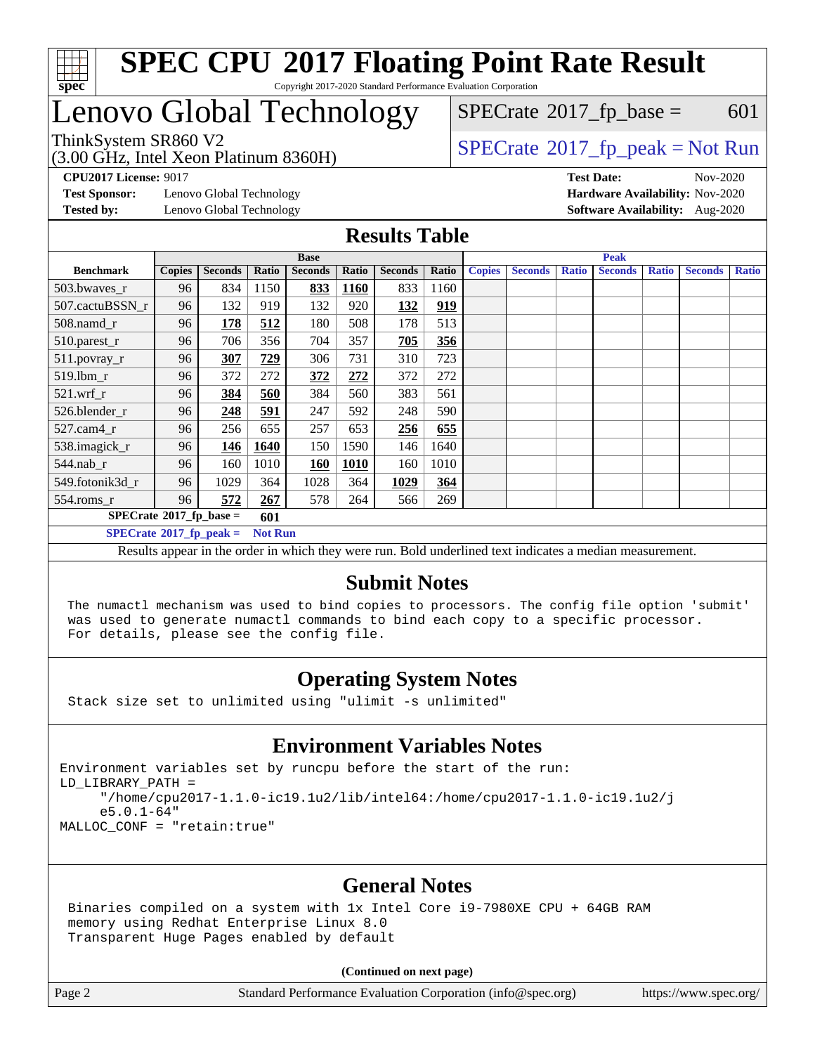# SPEC CPU 2017 Floating Point Rate Result

Copyright 2017-2020 Standard Performance Evaluation Corporation

## Lenovo Global Technology

ThinkSystem SR860 V2
(3.00 GHz, Intel Xeon Platinum 8360H)

SPECrate 2017_fp_base = 601

SPECrate 2017_fp_peak = Not Run

**CPU2017 License:** 9017
**Test Sponsor:** Lenovo Global Technology
**Tested by:** Lenovo Global Technology

**Test Date:** Nov-2020
**Hardware Availability:** Nov-2020
**Software Availability:** Aug-2020

## Results Table

| Benchmark | Base | | | | | | | Peak | | | | | | |
|---|---|---|---|---|---|---|---|---|---|---|---|---|---|---|
| | Copies | Seconds | Ratio | Seconds | Ratio | Seconds | Ratio | Copies | Seconds | Ratio | Seconds | Ratio | Seconds | Ratio |
| 503.bwaves_r | 96 | 834 | 1150 | **833** | **1160** | 833 | 1160 | | | | | | | |
| 507.cactuBSSN_r | 96 | 132 | 919 | 132 | 920 | **132** | **919** | | | | | | | |
| 508.namd_r | 96 | **178** | **512** | 180 | 508 | 178 | 513 | | | | | | | |
| 510.parest_r | 96 | 706 | 356 | 704 | 357 | **705** | **356** | | | | | | | |
| 511.povray_r | 96 | **307** | **729** | 306 | 731 | 310 | 723 | | | | | | | |
| 519.lbm_r | 96 | 372 | 272 | **372** | **272** | 372 | 272 | | | | | | | |
| 521.wrf_r | 96 | **384** | **560** | 384 | 560 | 383 | 561 | | | | | | | |
| 526.blender_r | 96 | **248** | **591** | 247 | 592 | 248 | 590 | | | | | | | |
| 527.cam4_r | 96 | 256 | 655 | 257 | 653 | **256** | **655** | | | | | | | |
| 538.imagick_r | 96 | **146** | **1640** | 150 | 1590 | 146 | 1640 | | | | | | | |
| 544.nab_r | 96 | 160 | 1010 | **160** | **1010** | 160 | 1010 | | | | | | | |
| 549.fotonik3d_r | 96 | 1029 | 364 | 1028 | 364 | **1029** | **364** | | | | | | | |
| 554.roms_r | 96 | **572** | **267** | 578 | 264 | 566 | 269 | | | | | | | |

SPECrate 2017_fp_base = **601**

SPECrate 2017_fp_peak = **Not Run**

Results appear in the order in which they were run. Bold underlined text indicates a median measurement.

## Submit Notes

The numactl mechanism was used to bind copies to processors. The config file option 'submit' was used to generate numactl commands to bind each copy to a specific processor. For details, please see the config file.

## Operating System Notes

Stack size set to unlimited using "ulimit -s unlimited"

## Environment Variables Notes

```
Environment variables set by runcpu before the start of the run:
LD_LIBRARY_PATH =
     "/home/cpu2017-1.1.0-ic19.1u2/lib/intel64:/home/cpu2017-1.1.0-ic19.1u2/j
     e5.0.1-64"
MALLOC_CONF = "retain:true"
```

## General Notes

Binaries compiled on a system with 1x Intel Core i9-7980XE CPU + 64GB RAM memory using Redhat Enterprise Linux 8.0
Transparent Huge Pages enabled by default

**(Continued on next page)**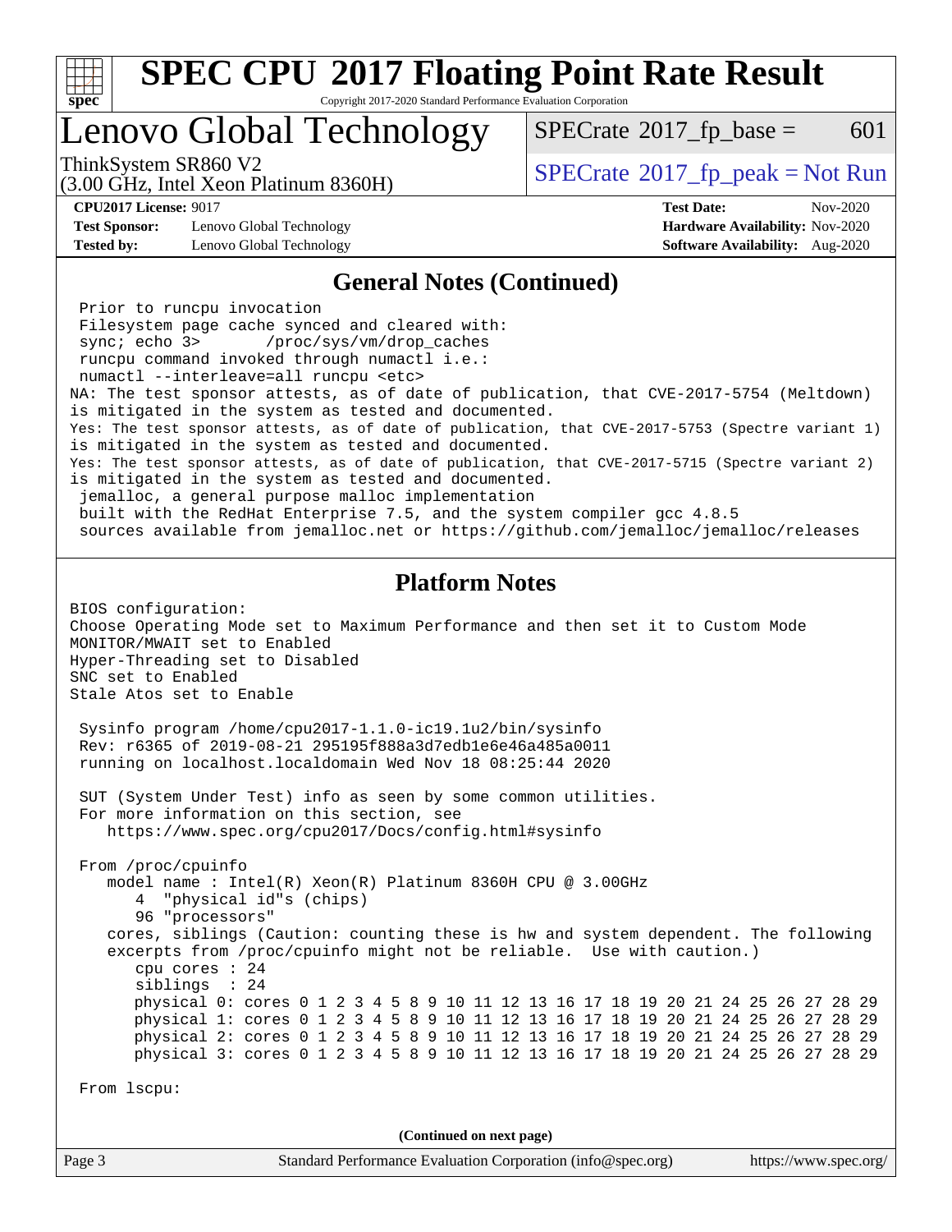# SPEC CPU 2017 Floating Point Rate Result

Copyright 2017-2020 Standard Performance Evaluation Corporation

## Lenovo Global Technology

ThinkSystem SR860 V2
(3.00 GHz, Intel Xeon Platinum 8360H)

SPECrate 2017_fp_base = 601

SPECrate 2017_fp_peak = Not Run

**CPU2017 License:** 9017
**Test Sponsor:** Lenovo Global Technology
**Tested by:** Lenovo Global Technology

**Test Date:** Nov-2020
**Hardware Availability:** Nov-2020
**Software Availability:** Aug-2020

### General Notes (Continued)

```
 Prior to runcpu invocation
 Filesystem page cache synced and cleared with:
 sync; echo 3>       /proc/sys/vm/drop_caches
 runcpu command invoked through numactl i.e.:
 numactl --interleave=all runcpu <etc>
NA: The test sponsor attests, as of date of publication, that CVE-2017-5754 (Meltdown)
is mitigated in the system as tested and documented.
Yes: The test sponsor attests, as of date of publication, that CVE-2017-5753 (Spectre variant 1)
is mitigated in the system as tested and documented.
Yes: The test sponsor attests, as of date of publication, that CVE-2017-5715 (Spectre variant 2)
is mitigated in the system as tested and documented.
 jemalloc, a general purpose malloc implementation
 built with the RedHat Enterprise 7.5, and the system compiler gcc 4.8.5
 sources available from jemalloc.net or https://github.com/jemalloc/jemalloc/releases
```

### Platform Notes

```
BIOS configuration:
Choose Operating Mode set to Maximum Performance and then set it to Custom Mode
MONITOR/MWAIT set to Enabled
Hyper-Threading set to Disabled
SNC set to Enabled
Stale Atos set to Enable

 Sysinfo program /home/cpu2017-1.1.0-ic19.1u2/bin/sysinfo
 Rev: r6365 of 2019-08-21 295195f888a3d7edb1e6e46a485a0011
 running on localhost.localdomain Wed Nov 18 08:25:44 2020

 SUT (System Under Test) info as seen by some common utilities.
 For more information on this section, see
    https://www.spec.org/cpu2017/Docs/config.html#sysinfo

 From /proc/cpuinfo
    model name : Intel(R) Xeon(R) Platinum 8360H CPU @ 3.00GHz
       4  "physical id"s (chips)
       96 "processors"
    cores, siblings (Caution: counting these is hw and system dependent. The following
    excerpts from /proc/cpuinfo might not be reliable.  Use with caution.)
       cpu cores : 24
       siblings  : 24
       physical 0: cores 0 1 2 3 4 5 8 9 10 11 12 13 16 17 18 19 20 21 24 25 26 27 28 29
       physical 1: cores 0 1 2 3 4 5 8 9 10 11 12 13 16 17 18 19 20 21 24 25 26 27 28 29
       physical 2: cores 0 1 2 3 4 5 8 9 10 11 12 13 16 17 18 19 20 21 24 25 26 27 28 29
       physical 3: cores 0 1 2 3 4 5 8 9 10 11 12 13 16 17 18 19 20 21 24 25 26 27 28 29

 From lscpu:
```

(Continued on next page)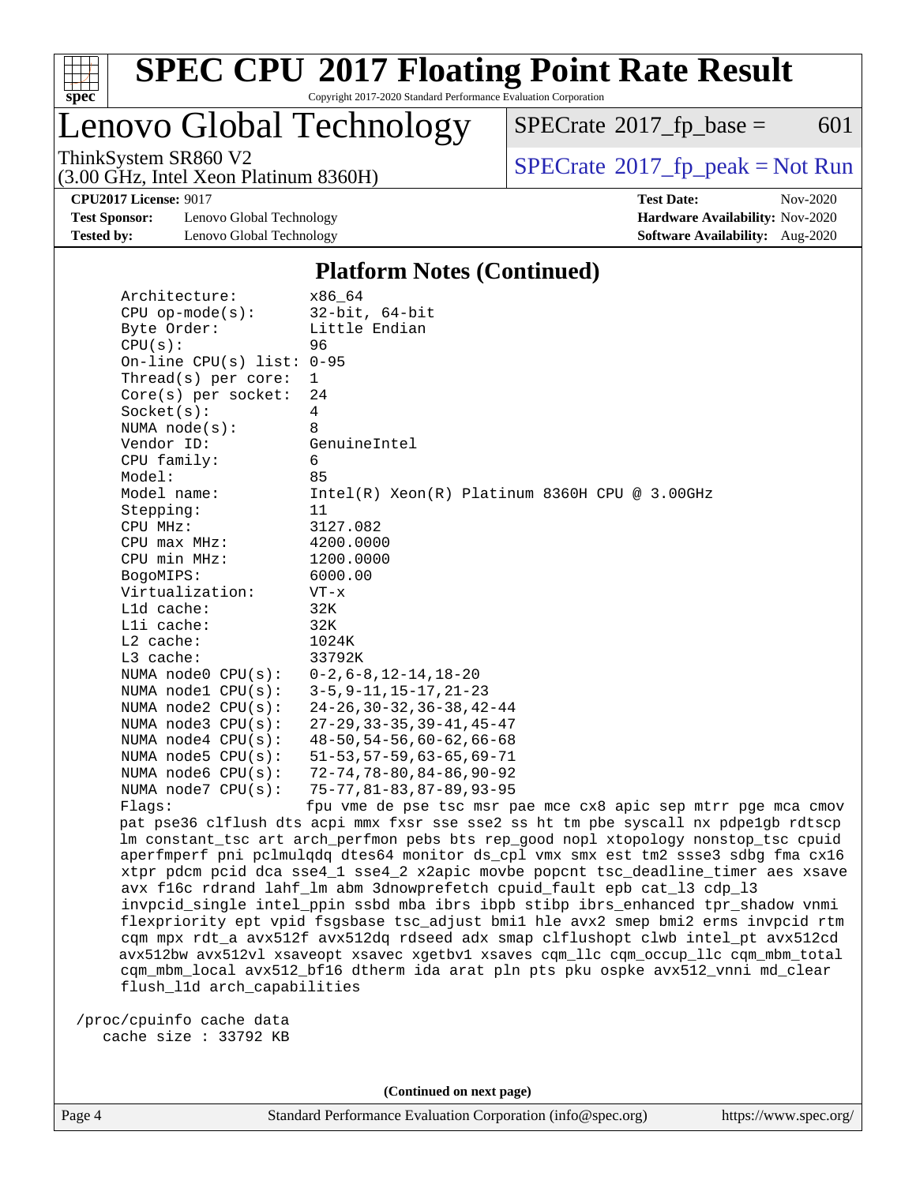# SPEC CPU 2017 Floating Point Rate Result

Copyright 2017-2020 Standard Performance Evaluation Corporation

## Lenovo Global Technology

ThinkSystem SR860 V2
(3.00 GHz, Intel Xeon Platinum 8360H)

SPECrate 2017_fp_base = 601

SPECrate 2017_fp_peak = Not Run

**CPU2017 License:** 9017
**Test Sponsor:** Lenovo Global Technology
**Tested by:** Lenovo Global Technology

**Test Date:** Nov-2020
**Hardware Availability:** Nov-2020
**Software Availability:** Aug-2020

### Platform Notes (Continued)

```
      Architecture:          x86_64
      CPU op-mode(s):        32-bit, 64-bit
      Byte Order:            Little Endian
      CPU(s):                96
      On-line CPU(s) list: 0-95
      Thread(s) per core:    1
      Core(s) per socket:    24
      Socket(s):             4
      NUMA node(s):          8
      Vendor ID:             GenuineIntel
      CPU family:            6
      Model:                 85
      Model name:            Intel(R) Xeon(R) Platinum 8360H CPU @ 3.00GHz
      Stepping:              11
      CPU MHz:               3127.082
      CPU max MHz:           4200.0000
      CPU min MHz:           1200.0000
      BogoMIPS:              6000.00
      Virtualization:        VT-x
      L1d cache:             32K
      L1i cache:             32K
      L2 cache:              1024K
      L3 cache:              33792K
      NUMA node0 CPU(s):     0-2,6-8,12-14,18-20
      NUMA node1 CPU(s):     3-5,9-11,15-17,21-23
      NUMA node2 CPU(s):     24-26,30-32,36-38,42-44
      NUMA node3 CPU(s):     27-29,33-35,39-41,45-47
      NUMA node4 CPU(s):     48-50,54-56,60-62,66-68
      NUMA node5 CPU(s):     51-53,57-59,63-65,69-71
      NUMA node6 CPU(s):     72-74,78-80,84-86,90-92
      NUMA node7 CPU(s):     75-77,81-83,87-89,93-95
      Flags:                 fpu vme de pse tsc msr pae mce cx8 apic sep mtrr pge mca cmov
      pat pse36 clflush dts acpi mmx fxsr sse sse2 ss ht tm pbe syscall nx pdpe1gb rdtscp
      lm constant_tsc art arch_perfmon pebs bts rep_good nopl xtopology nonstop_tsc cpuid
      aperfmperf pni pclmulqdq dtes64 monitor ds_cpl vmx smx est tm2 ssse3 sdbg fma cx16
      xtpr pdcm pcid dca sse4_1 sse4_2 x2apic movbe popcnt tsc_deadline_timer aes xsave
      avx f16c rdrand lahf_lm abm 3dnowprefetch cpuid_fault epb cat_l3 cdp_l3
      invpcid_single intel_ppin ssbd mba ibrs ibpb stibp ibrs_enhanced tpr_shadow vnmi
      flexpriority ept vpid fsgsbase tsc_adjust bmi1 hle avx2 smep bmi2 erms invpcid rtm
      cqm mpx rdt_a avx512f avx512dq rdseed adx smap clflushopt clwb intel_pt avx512cd
      avx512bw avx512vl xsaveopt xsavec xgetbv1 xsaves cqm_llc cqm_occup_llc cqm_mbm_total
      cqm_mbm_local avx512_bf16 dtherm ida arat pln pts pku ospke avx512_vnni md_clear
      flush_l1d arch_capabilities

  /proc/cpuinfo cache data
     cache size : 33792 KB
```

(Continued on next page)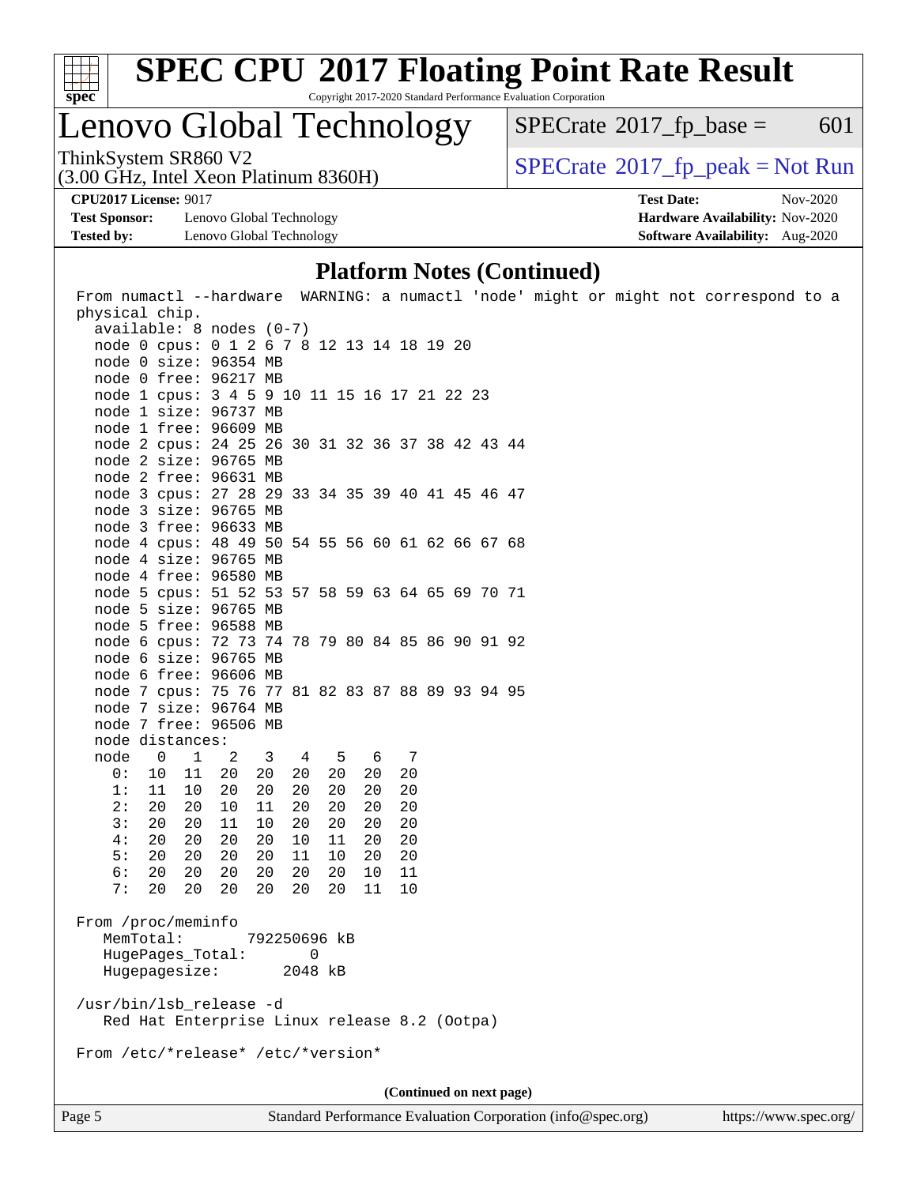## Platform Notes (Continued)

```
From numactl --hardware  WARNING: a numactl 'node' might or might not correspond to a
physical chip.
  available: 8 nodes (0-7)
  node 0 cpus: 0 1 2 6 7 8 12 13 14 18 19 20
  node 0 size: 96354 MB
  node 0 free: 96217 MB
  node 1 cpus: 3 4 5 9 10 11 15 16 17 21 22 23
  node 1 size: 96737 MB
  node 1 free: 96609 MB
  node 2 cpus: 24 25 26 30 31 32 36 37 38 42 43 44
  node 2 size: 96765 MB
  node 2 free: 96631 MB
  node 3 cpus: 27 28 29 33 34 35 39 40 41 45 46 47
  node 3 size: 96765 MB
  node 3 free: 96633 MB
  node 4 cpus: 48 49 50 54 55 56 60 61 62 66 67 68
  node 4 size: 96765 MB
  node 4 free: 96580 MB
  node 5 cpus: 51 52 53 57 58 59 63 64 65 69 70 71
  node 5 size: 96765 MB
  node 5 free: 96588 MB
  node 6 cpus: 72 73 74 78 79 80 84 85 86 90 91 92
  node 6 size: 96765 MB
  node 6 free: 96606 MB
  node 7 cpus: 75 76 77 81 82 83 87 88 89 93 94 95
  node 7 size: 96764 MB
  node 7 free: 96506 MB
  node distances:
  node   0   1   2   3   4   5   6   7
    0:  10  11  20  20  20  20  20  20
    1:  11  10  20  20  20  20  20  20
    2:  20  20  10  11  20  20  20  20
    3:  20  20  11  10  20  20  20  20
    4:  20  20  20  20  10  11  20  20
    5:  20  20  20  20  11  10  20  20
    6:  20  20  20  20  20  20  10  11
    7:  20  20  20  20  20  20  11  10

From /proc/meminfo
   MemTotal:       792250696 kB
   HugePages_Total:       0
   Hugepagesize:       2048 kB

/usr/bin/lsb_release -d
   Red Hat Enterprise Linux release 8.2 (Ootpa)

From /etc/*release* /etc/*version*
```

(Continued on next page)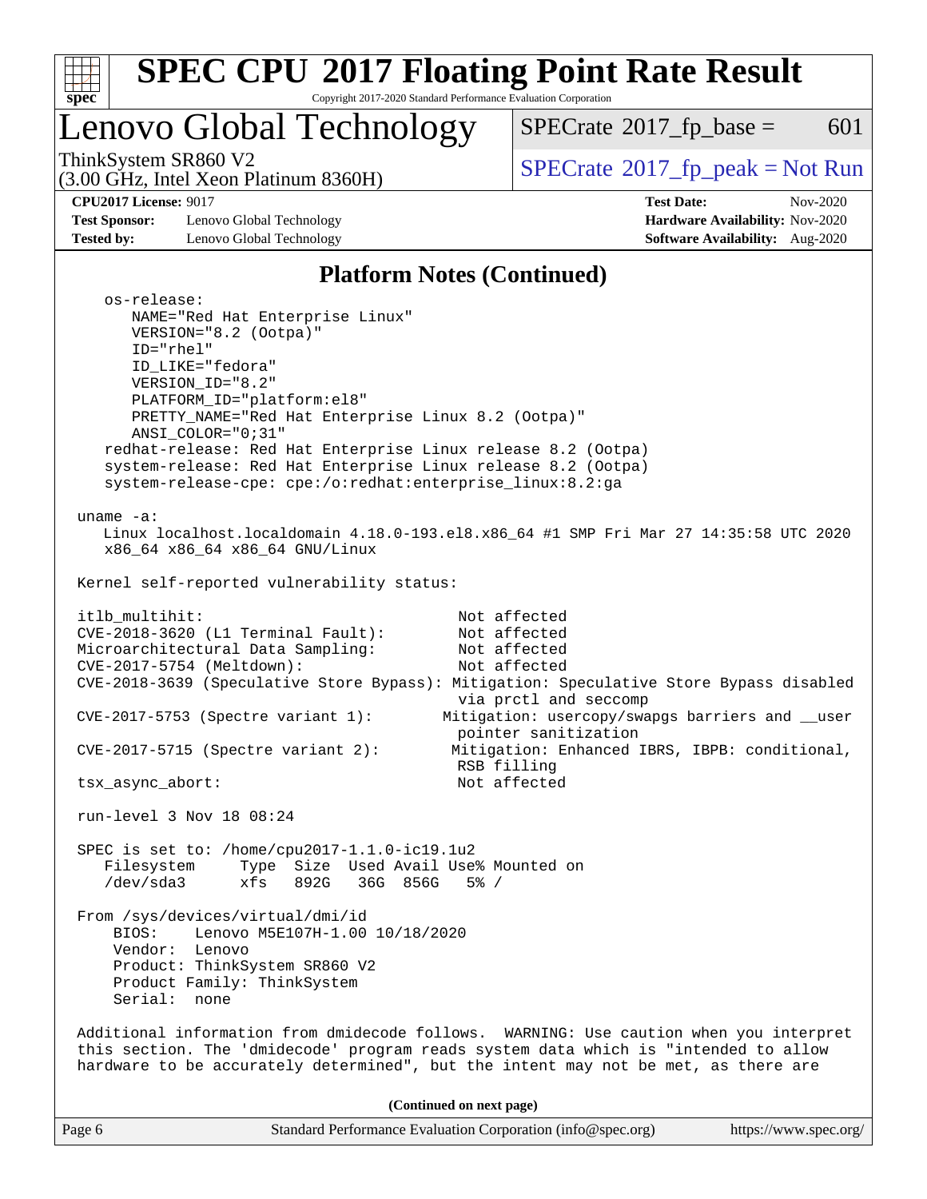## Platform Notes (Continued)

```
    os-release:
       NAME="Red Hat Enterprise Linux"
       VERSION="8.2 (Ootpa)"
       ID="rhel"
       ID_LIKE="fedora"
       VERSION_ID="8.2"
       PLATFORM_ID="platform:el8"
       PRETTY_NAME="Red Hat Enterprise Linux 8.2 (Ootpa)"
       ANSI_COLOR="0;31"
    redhat-release: Red Hat Enterprise Linux release 8.2 (Ootpa)
    system-release: Red Hat Enterprise Linux release 8.2 (Ootpa)
    system-release-cpe: cpe:/o:redhat:enterprise_linux:8.2:ga

 uname -a:
    Linux localhost.localdomain 4.18.0-193.el8.x86_64 #1 SMP Fri Mar 27 14:35:58 UTC 2020
    x86_64 x86_64 x86_64 GNU/Linux

 Kernel self-reported vulnerability status:

 itlb_multihit:                                   Not affected
 CVE-2018-3620 (L1 Terminal Fault):               Not affected
 Microarchitectural Data Sampling:                Not affected
 CVE-2017-5754 (Meltdown):                        Not affected
 CVE-2018-3639 (Speculative Store Bypass): Mitigation: Speculative Store Bypass disabled
                                                  via prctl and seccomp
 CVE-2017-5753 (Spectre variant 1):              Mitigation: usercopy/swapgs barriers and __user
                                                  pointer sanitization
 CVE-2017-5715 (Spectre variant 2):              Mitigation: Enhanced IBRS, IBPB: conditional,
                                                  RSB filling
 tsx_async_abort:                                 Not affected

 run-level 3 Nov 18 08:24

 SPEC is set to: /home/cpu2017-1.1.0-ic19.1u2
    Filesystem     Type  Size  Used Avail Use% Mounted on
    /dev/sda3      xfs   892G   36G  856G   5% /

 From /sys/devices/virtual/dmi/id
     BIOS:    Lenovo M5E107H-1.00 10/18/2020
     Vendor:  Lenovo
     Product: ThinkSystem SR860 V2
     Product Family: ThinkSystem
     Serial:  none

 Additional information from dmidecode follows.  WARNING: Use caution when you interpret
 this section. The 'dmidecode' program reads system data which is "intended to allow
 hardware to be accurately determined", but the intent may not be met, as there are
```

**(Continued on next page)**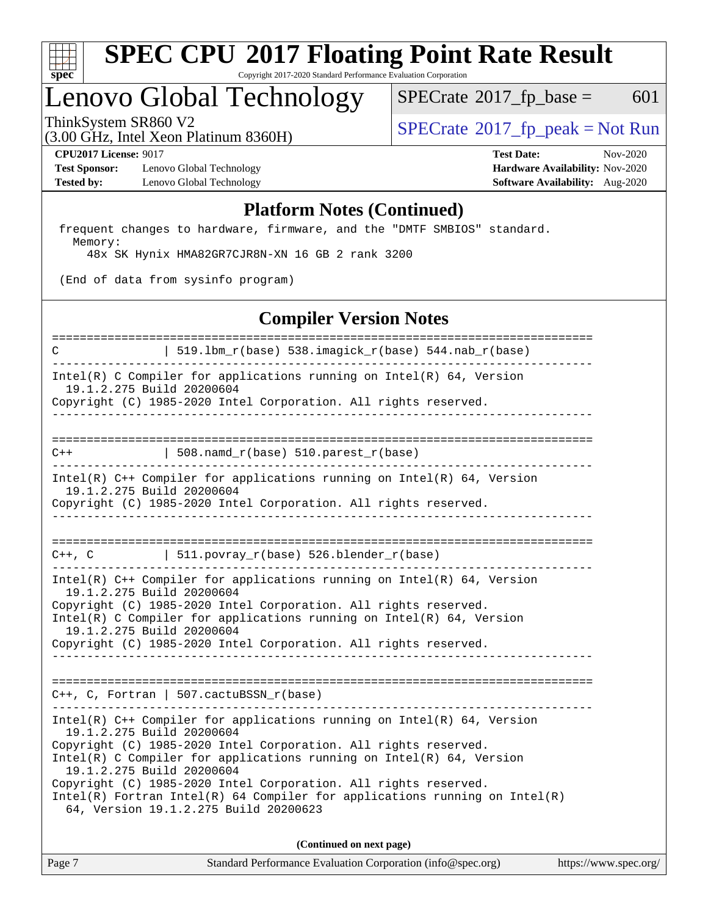## Platform Notes (Continued)

```
 frequent changes to hardware, firmware, and the "DMTF SMBIOS" standard.
   Memory:
     48x SK Hynix HMA82GR7CJR8N-XN 16 GB 2 rank 3200

 (End of data from sysinfo program)
```

## Compiler Version Notes

```
==============================================================================
C               | 519.lbm_r(base) 538.imagick_r(base) 544.nab_r(base)
------------------------------------------------------------------------------
Intel(R) C Compiler for applications running on Intel(R) 64, Version
  19.1.2.275 Build 20200604
Copyright (C) 1985-2020 Intel Corporation. All rights reserved.
------------------------------------------------------------------------------

==============================================================================
C++             | 508.namd_r(base) 510.parest_r(base)
------------------------------------------------------------------------------
Intel(R) C++ Compiler for applications running on Intel(R) 64, Version
  19.1.2.275 Build 20200604
Copyright (C) 1985-2020 Intel Corporation. All rights reserved.
------------------------------------------------------------------------------

==============================================================================
C++, C          | 511.povray_r(base) 526.blender_r(base)
------------------------------------------------------------------------------
Intel(R) C++ Compiler for applications running on Intel(R) 64, Version
  19.1.2.275 Build 20200604
Copyright (C) 1985-2020 Intel Corporation. All rights reserved.
Intel(R) C Compiler for applications running on Intel(R) 64, Version
  19.1.2.275 Build 20200604
Copyright (C) 1985-2020 Intel Corporation. All rights reserved.
------------------------------------------------------------------------------

==============================================================================
C++, C, Fortran | 507.cactuBSSN_r(base)
------------------------------------------------------------------------------
Intel(R) C++ Compiler for applications running on Intel(R) 64, Version
  19.1.2.275 Build 20200604
Copyright (C) 1985-2020 Intel Corporation. All rights reserved.
Intel(R) C Compiler for applications running on Intel(R) 64, Version
  19.1.2.275 Build 20200604
Copyright (C) 1985-2020 Intel Corporation. All rights reserved.
Intel(R) Fortran Intel(R) 64 Compiler for applications running on Intel(R)
  64, Version 19.1.2.275 Build 20200623
```

**(Continued on next page)**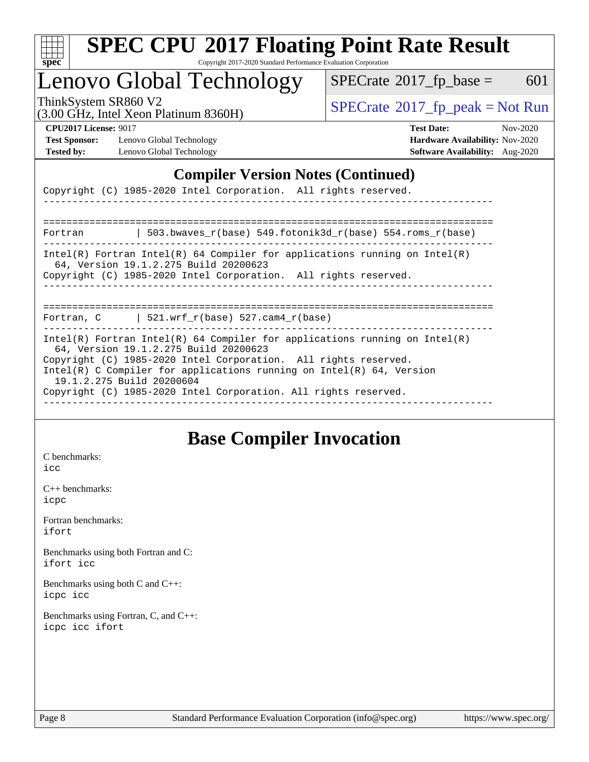## Compiler Version Notes (Continued)

```
Copyright (C) 1985-2020 Intel Corporation.  All rights reserved.
------------------------------------------------------------------------------

==============================================================================
Fortran         | 503.bwaves_r(base) 549.fotonik3d_r(base) 554.roms_r(base)
------------------------------------------------------------------------------
Intel(R) Fortran Intel(R) 64 Compiler for applications running on Intel(R)
  64, Version 19.1.2.275 Build 20200623
Copyright (C) 1985-2020 Intel Corporation.  All rights reserved.
------------------------------------------------------------------------------

==============================================================================
Fortran, C      | 521.wrf_r(base) 527.cam4_r(base)
------------------------------------------------------------------------------
Intel(R) Fortran Intel(R) 64 Compiler for applications running on Intel(R)
  64, Version 19.1.2.275 Build 20200623
Copyright (C) 1985-2020 Intel Corporation.  All rights reserved.
Intel(R) C Compiler for applications running on Intel(R) 64, Version
  19.1.2.275 Build 20200604
Copyright (C) 1985-2020 Intel Corporation. All rights reserved.
------------------------------------------------------------------------------
```

## Base Compiler Invocation

C benchmarks:
`icc`

C++ benchmarks:
`icpc`

Fortran benchmarks:
`ifort`

Benchmarks using both Fortran and C:
`ifort icc`

Benchmarks using both C and C++:
`icpc icc`

Benchmarks using Fortran, C, and C++:
`icpc icc ifort`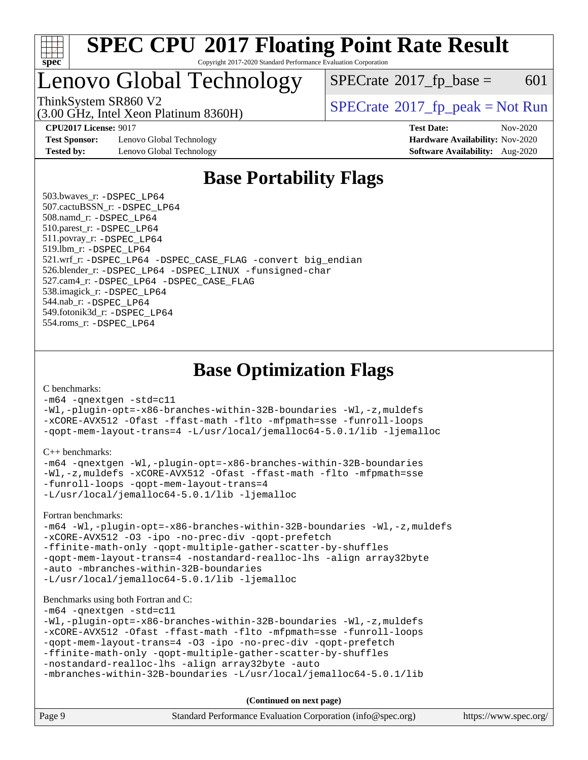# SPEC CPU 2017 Floating Point Rate Result

Copyright 2017-2020 Standard Performance Evaluation Corporation

# Lenovo Global Technology

ThinkSystem SR860 V2
(3.00 GHz, Intel Xeon Platinum 8360H)

SPECrate 2017_fp_base = 601

SPECrate 2017_fp_peak = Not Run

**CPU2017 License:** 9017
**Test Sponsor:** Lenovo Global Technology
**Tested by:** Lenovo Global Technology

**Test Date:** Nov-2020
**Hardware Availability:** Nov-2020
**Software Availability:** Aug-2020

## Base Portability Flags

503.bwaves_r: -DSPEC_LP64
507.cactuBSSN_r: -DSPEC_LP64
508.namd_r: -DSPEC_LP64
510.parest_r: -DSPEC_LP64
511.povray_r: -DSPEC_LP64
519.lbm_r: -DSPEC_LP64
521.wrf_r: -DSPEC_LP64 -DSPEC_CASE_FLAG -convert big_endian
526.blender_r: -DSPEC_LP64 -DSPEC_LINUX -funsigned-char
527.cam4_r: -DSPEC_LP64 -DSPEC_CASE_FLAG
538.imagick_r: -DSPEC_LP64
544.nab_r: -DSPEC_LP64
549.fotonik3d_r: -DSPEC_LP64
554.roms_r: -DSPEC_LP64

## Base Optimization Flags

C benchmarks:

```
-m64 -qnextgen -std=c11
-Wl,-plugin-opt=-x86-branches-within-32B-boundaries -Wl,-z,muldefs
-xCORE-AVX512 -Ofast -ffast-math -flto -mfpmath=sse -funroll-loops
-qopt-mem-layout-trans=4 -L/usr/local/jemalloc64-5.0.1/lib -ljemalloc
```

C++ benchmarks:

```
-m64 -qnextgen -Wl,-plugin-opt=-x86-branches-within-32B-boundaries
-Wl,-z,muldefs -xCORE-AVX512 -Ofast -ffast-math -flto -mfpmath=sse
-funroll-loops -qopt-mem-layout-trans=4
-L/usr/local/jemalloc64-5.0.1/lib -ljemalloc
```

Fortran benchmarks:

```
-m64 -Wl,-plugin-opt=-x86-branches-within-32B-boundaries -Wl,-z,muldefs
-xCORE-AVX512 -O3 -ipo -no-prec-div -qopt-prefetch
-ffinite-math-only -qopt-multiple-gather-scatter-by-shuffles
-qopt-mem-layout-trans=4 -nostandard-realloc-lhs -align array32byte
-auto -mbranches-within-32B-boundaries
-L/usr/local/jemalloc64-5.0.1/lib -ljemalloc
```

Benchmarks using both Fortran and C:

```
-m64 -qnextgen -std=c11
-Wl,-plugin-opt=-x86-branches-within-32B-boundaries -Wl,-z,muldefs
-xCORE-AVX512 -Ofast -ffast-math -flto -mfpmath=sse -funroll-loops
-qopt-mem-layout-trans=4 -O3 -ipo -no-prec-div -qopt-prefetch
-ffinite-math-only -qopt-multiple-gather-scatter-by-shuffles
-nostandard-realloc-lhs -align array32byte -auto
-mbranches-within-32B-boundaries -L/usr/local/jemalloc64-5.0.1/lib
```

**(Continued on next page)**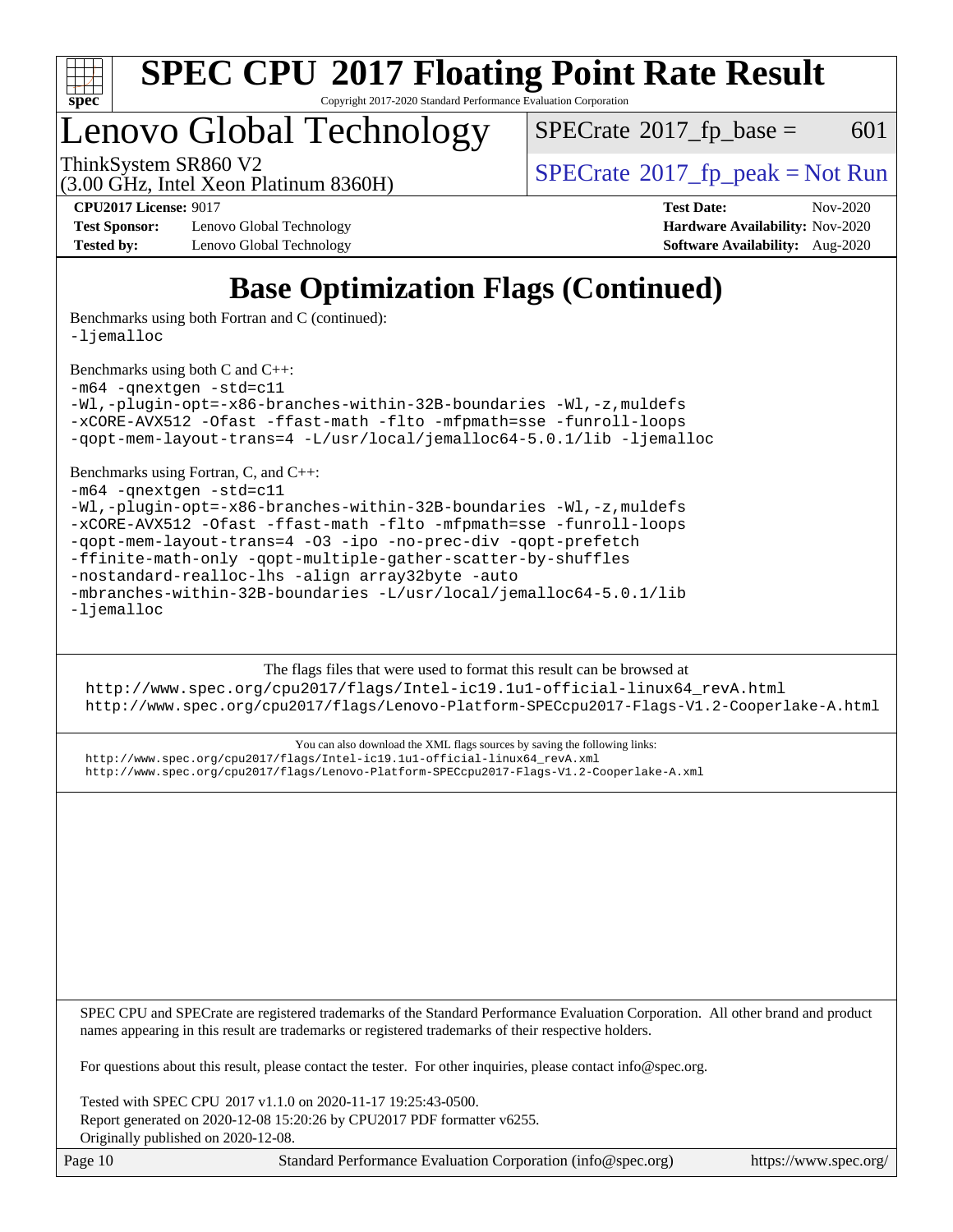# Base Optimization Flags (Continued)

Benchmarks using both Fortran and C (continued):
-ljemalloc

Benchmarks using both C and C++:
-m64 -qnextgen -std=c11
-Wl,-plugin-opt=-x86-branches-within-32B-boundaries -Wl,-z,muldefs
-xCORE-AVX512 -Ofast -ffast-math -flto -mfpmath=sse -funroll-loops
-qopt-mem-layout-trans=4 -L/usr/local/jemalloc64-5.0.1/lib -ljemalloc

Benchmarks using Fortran, C, and C++:
-m64 -qnextgen -std=c11
-Wl,-plugin-opt=-x86-branches-within-32B-boundaries -Wl,-z,muldefs
-xCORE-AVX512 -Ofast -ffast-math -flto -mfpmath=sse -funroll-loops
-qopt-mem-layout-trans=4 -O3 -ipo -no-prec-div -qopt-prefetch
-ffinite-math-only -qopt-multiple-gather-scatter-by-shuffles
-nostandard-realloc-lhs -align array32byte -auto
-mbranches-within-32B-boundaries -L/usr/local/jemalloc64-5.0.1/lib
-ljemalloc

The flags files that were used to format this result can be browsed at
http://www.spec.org/cpu2017/flags/Intel-ic19.1u1-official-linux64_revA.html
http://www.spec.org/cpu2017/flags/Lenovo-Platform-SPECcpu2017-Flags-V1.2-Cooperlake-A.html

You can also download the XML flags sources by saving the following links:
http://www.spec.org/cpu2017/flags/Intel-ic19.1u1-official-linux64_revA.xml
http://www.spec.org/cpu2017/flags/Lenovo-Platform-SPECcpu2017-Flags-V1.2-Cooperlake-A.xml

SPEC CPU and SPECrate are registered trademarks of the Standard Performance Evaluation Corporation. All other brand and product names appearing in this result are trademarks or registered trademarks of their respective holders.

For questions about this result, please contact the tester. For other inquiries, please contact info@spec.org.

Tested with SPEC CPU 2017 v1.1.0 on 2020-11-17 19:25:43-0500.
Report generated on 2020-12-08 15:20:26 by CPU2017 PDF formatter v6255.
Originally published on 2020-12-08.